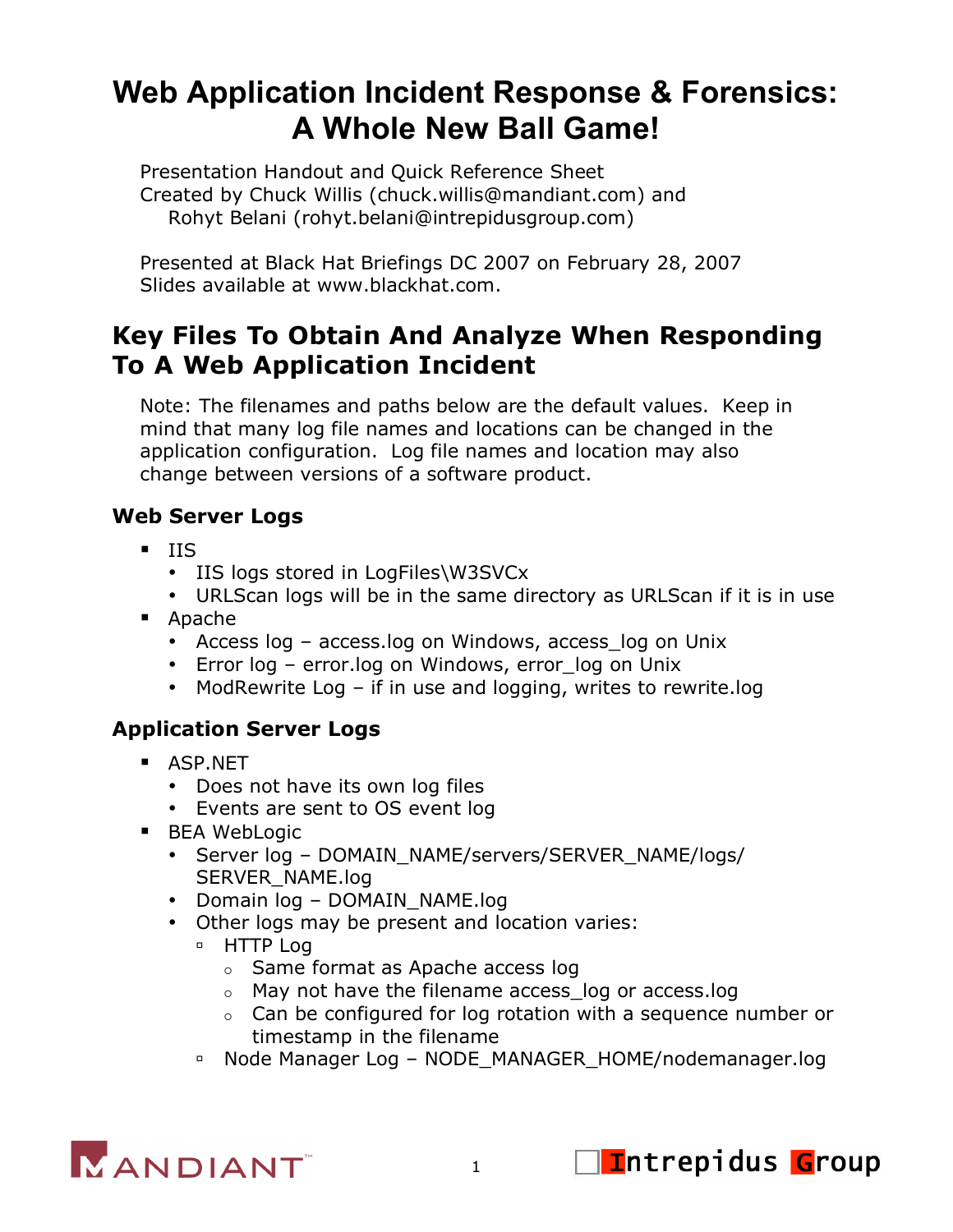# Web Application Incident Response & Forensics: A Whole New Ball Game!

Presentation Handout and Quick Reference Sheet
Created by Chuck Willis (chuck.willis@mandiant.com) and
Rohyt Belani (rohyt.belani@intrepidusgroup.com)

Presented at Black Hat Briefings DC 2007 on February 28, 2007
Slides available at www.blackhat.com.

## Key Files To Obtain And Analyze When Responding To A Web Application Incident

Note: The filenames and paths below are the default values. Keep in mind that many log file names and locations can be changed in the application configuration. Log file names and location may also change between versions of a software product.

### Web Server Logs

- IIS
  - IIS logs stored in LogFiles\W3SVCx
  - URLScan logs will be in the same directory as URLScan if it is in use
- Apache
  - Access log – access.log on Windows, access_log on Unix
  - Error log – error.log on Windows, error_log on Unix
  - ModRewrite Log – if in use and logging, writes to rewrite.log

### Application Server Logs

- ASP.NET
  - Does not have its own log files
  - Events are sent to OS event log
- BEA WebLogic
  - Server log – DOMAIN_NAME/servers/SERVER_NAME/logs/SERVER_NAME.log
  - Domain log – DOMAIN_NAME.log
  - Other logs may be present and location varies:
    - HTTP Log
      - Same format as Apache access log
      - May not have the filename access_log or access.log
      - Can be configured for log rotation with a sequence number or timestamp in the filename
    - Node Manager Log – NODE_MANAGER_HOME/nodemanager.log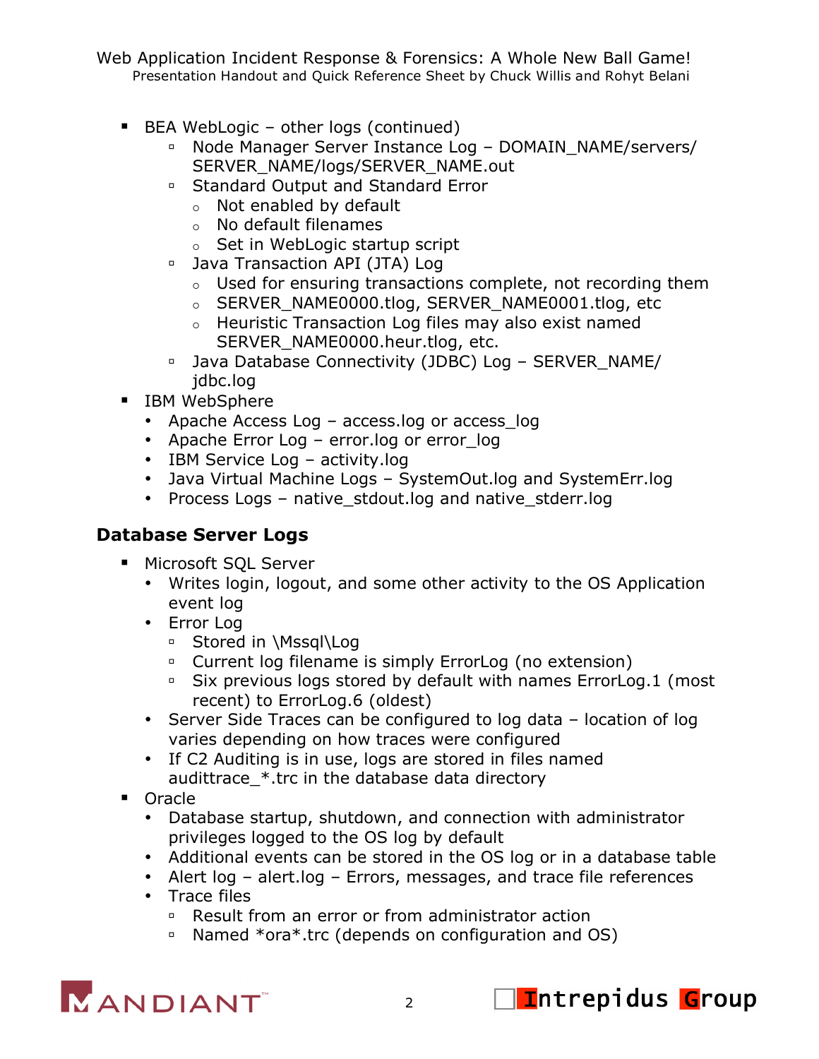- BEA WebLogic – other logs (continued)
  - Node Manager Server Instance Log – DOMAIN_NAME/servers/SERVER_NAME/logs/SERVER_NAME.out
  - Standard Output and Standard Error
    - Not enabled by default
    - No default filenames
    - Set in WebLogic startup script
  - Java Transaction API (JTA) Log
    - Used for ensuring transactions complete, not recording them
    - SERVER_NAME0000.tlog, SERVER_NAME0001.tlog, etc
    - Heuristic Transaction Log files may also exist named SERVER_NAME0000.heur.tlog, etc.
  - Java Database Connectivity (JDBC) Log – SERVER_NAME/jdbc.log
- IBM WebSphere
  - Apache Access Log – access.log or access_log
  - Apache Error Log – error.log or error_log
  - IBM Service Log – activity.log
  - Java Virtual Machine Logs – SystemOut.log and SystemErr.log
  - Process Logs – native_stdout.log and native_stderr.log

### Database Server Logs

- Microsoft SQL Server
  - Writes login, logout, and some other activity to the OS Application event log
  - Error Log
    - Stored in \Mssql\Log
    - Current log filename is simply ErrorLog (no extension)
    - Six previous logs stored by default with names ErrorLog.1 (most recent) to ErrorLog.6 (oldest)
  - Server Side Traces can be configured to log data – location of log varies depending on how traces were configured
  - If C2 Auditing is in use, logs are stored in files named audittrace_*.trc in the database data directory
- Oracle
  - Database startup, shutdown, and connection with administrator privileges logged to the OS log by default
  - Additional events can be stored in the OS log or in a database table
  - Alert log – alert.log – Errors, messages, and trace file references
  - Trace files
    - Result from an error or from administrator action
    - Named *ora*.trc (depends on configuration and OS)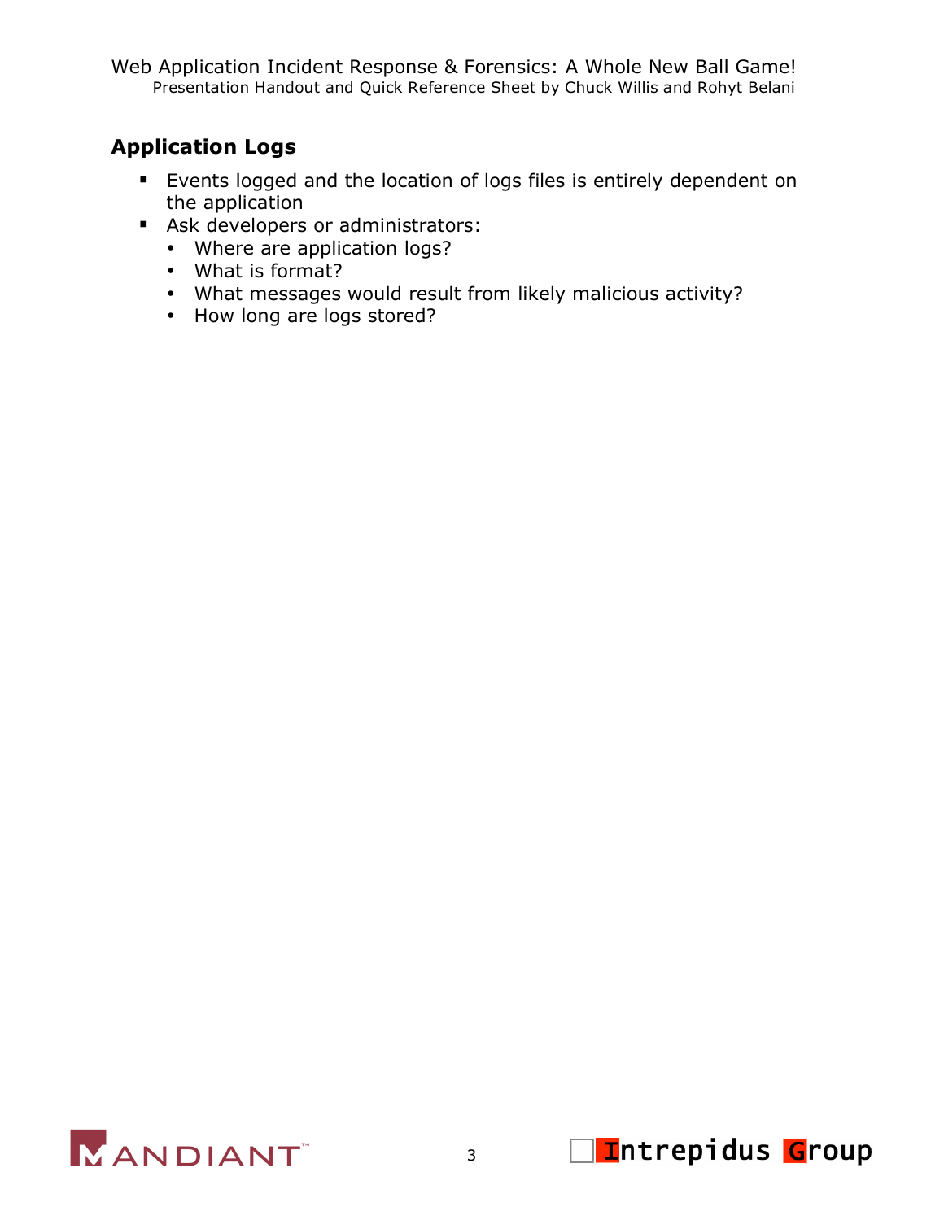## Application Logs

- Events logged and the location of logs files is entirely dependent on the application
- Ask developers or administrators:
  - Where are application logs?
  - What is format?
  - What messages would result from likely malicious activity?
  - How long are logs stored?